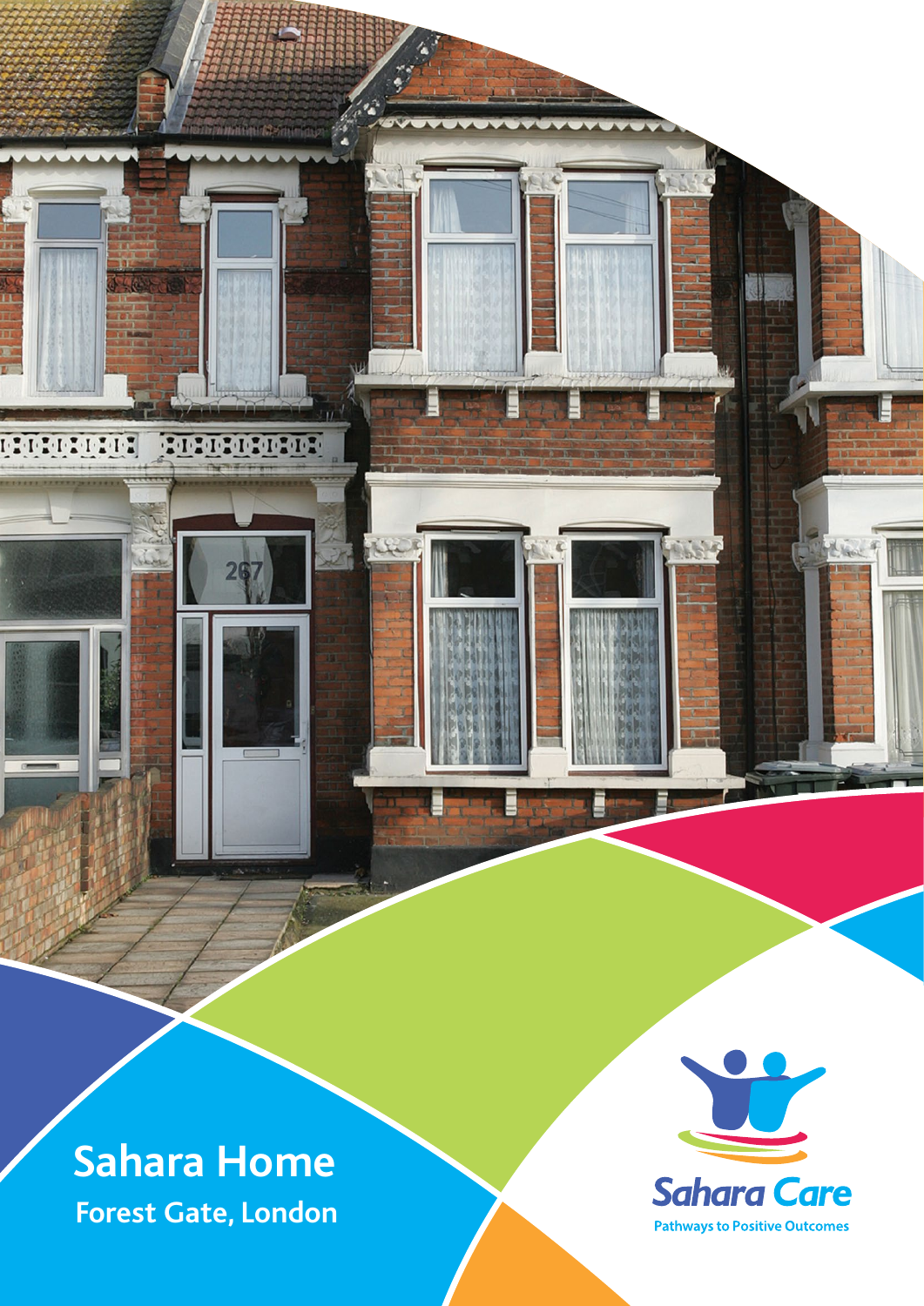# Sahara Home

## Forest Gate, London

Sahara Care

Pathways to Positive Outcomes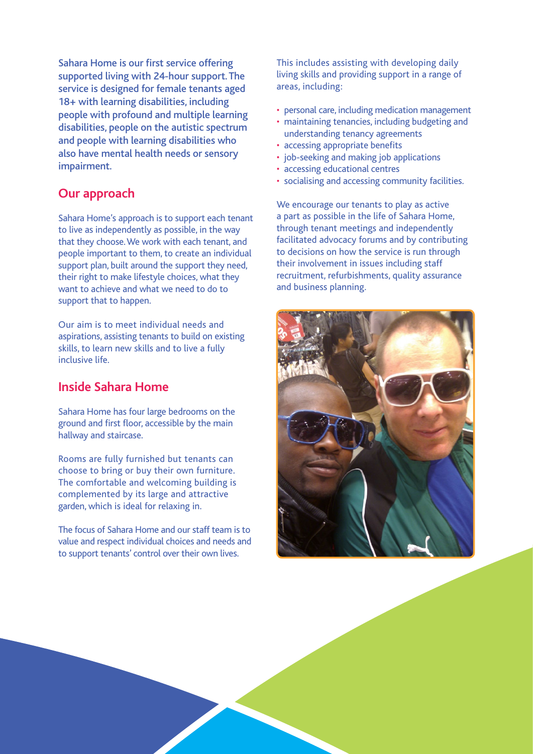Sahara Home is our first service offering supported living with 24-hour support. The service is designed for female tenants aged 18+ with learning disabilities, including people with profound and multiple learning disabilities, people on the autistic spectrum and people with learning disabilities who also have mental health needs or sensory impairment.

## Our approach

Sahara Home's approach is to support each tenant to live as independently as possible, in the way that they choose. We work with each tenant, and people important to them, to create an individual support plan, built around the support they need, their right to make lifestyle choices, what they want to achieve and what we need to do to support that to happen.

Our aim is to meet individual needs and aspirations, assisting tenants to build on existing skills, to learn new skills and to live a fully inclusive life.

## Inside Sahara Home

Sahara Home has four large bedrooms on the ground and first floor, accessible by the main hallway and staircase.

Rooms are fully furnished but tenants can choose to bring or buy their own furniture. The comfortable and welcoming building is complemented by its large and attractive garden, which is ideal for relaxing in.

The focus of Sahara Home and our staff team is to value and respect individual choices and needs and to support tenants' control over their own lives.

This includes assisting with developing daily living skills and providing support in a range of areas, including:

- personal care, including medication management
- maintaining tenancies, including budgeting and understanding tenancy agreements
- accessing appropriate benefits
- job-seeking and making job applications
- accessing educational centres
- socialising and accessing community facilities.

We encourage our tenants to play as active a part as possible in the life of Sahara Home, through tenant meetings and independently facilitated advocacy forums and by contributing to decisions on how the service is run through their involvement in issues including staff recruitment, refurbishments, quality assurance and business planning.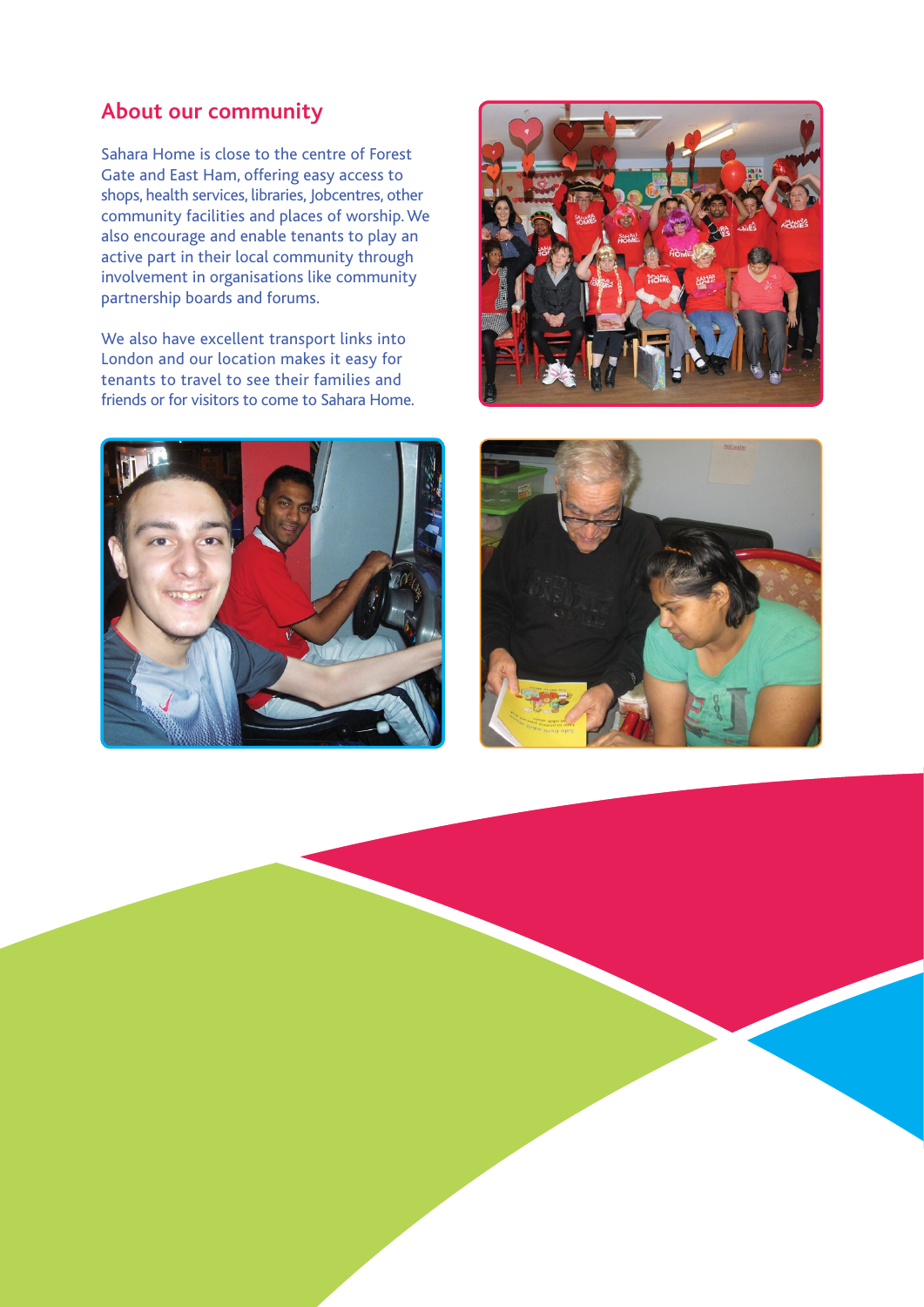## About our community

Sahara Home is close to the centre of Forest Gate and East Ham, offering easy access to shops, health services, libraries, Jobcentres, other community facilities and places of worship. We also encourage and enable tenants to play an active part in their local community through involvement in organisations like community partnership boards and forums.

We also have excellent transport links into London and our location makes it easy for tenants to travel to see their families and friends or for visitors to come to Sahara Home.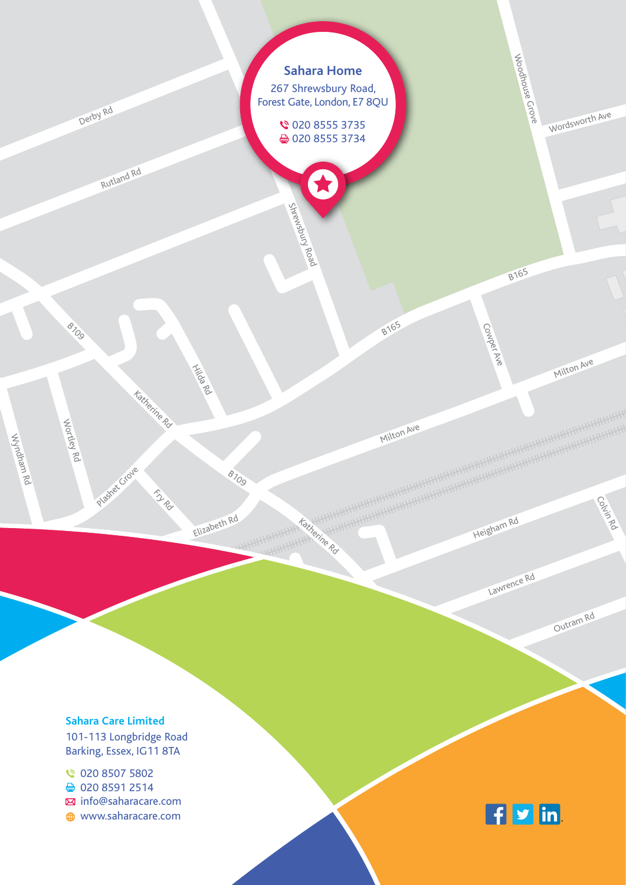**Sahara Home**

267 Shrewsbury Road,
Forest Gate, London, E7 8QU

020 8555 3735
020 8555 3734

Derby Rd
Rutland Rd
Shrewsbury Road
Woodhouse Grove
Wordsworth Ave
B165
B109
Hilda Rd
Katherine Rd
Cowper Ave
Milton Ave
Wyndham Rd
Wortley Rd
Plashet Grove
Fry Rd
Elizabeth Rd
Heigham Rd
Colvin Rd
Lawrence Rd
Outram Rd

**Sahara Care Limited**

101-113 Longbridge Road
Barking, Essex, IG11 8TA

020 8507 5802
020 8591 2514
info@saharacare.com
www.saharacare.com